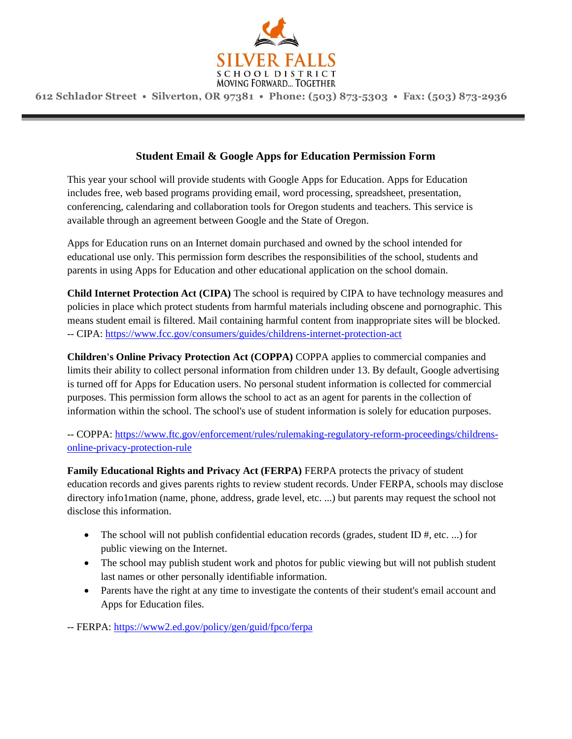SILVER FALLS
SCHOOL DISTRICT
MOVING FORWARD... TOGETHER

612 Schlador Street • Silverton, OR 97381 • Phone: (503) 873-5303 • Fax: (503) 873-2936

## Student Email & Google Apps for Education Permission Form

This year your school will provide students with Google Apps for Education. Apps for Education includes free, web based programs providing email, word processing, spreadsheet, presentation, conferencing, calendaring and collaboration tools for Oregon students and teachers. This service is available through an agreement between Google and the State of Oregon.

Apps for Education runs on an Internet domain purchased and owned by the school intended for educational use only. This permission form describes the responsibilities of the school, students and parents in using Apps for Education and other educational application on the school domain.

**Child Internet Protection Act (CIPA)** The school is required by CIPA to have technology measures and policies in place which protect students from harmful materials including obscene and pornographic. This means student email is filtered. Mail containing harmful content from inappropriate sites will be blocked.
-- CIPA: https://www.fcc.gov/consumers/guides/childrens-internet-protection-act

**Children's Online Privacy Protection Act (COPPA)** COPPA applies to commercial companies and limits their ability to collect personal information from children under 13. By default, Google advertising is turned off for Apps for Education users. No personal student information is collected for commercial purposes. This permission form allows the school to act as an agent for parents in the collection of information within the school. The school's use of student information is solely for education purposes.

-- COPPA: https://www.ftc.gov/enforcement/rules/rulemaking-regulatory-reform-proceedings/childrens-online-privacy-protection-rule

**Family Educational Rights and Privacy Act (FERPA)** FERPA protects the privacy of student education records and gives parents rights to review student records. Under FERPA, schools may disclose directory info1mation (name, phone, address, grade level, etc. ...) but parents may request the school not disclose this information.

- The school will not publish confidential education records (grades, student ID #, etc. ...) for public viewing on the Internet.
- The school may publish student work and photos for public viewing but will not publish student last names or other personally identifiable information.
- Parents have the right at any time to investigate the contents of their student's email account and Apps for Education files.

-- FERPA: https://www2.ed.gov/policy/gen/guid/fpco/ferpa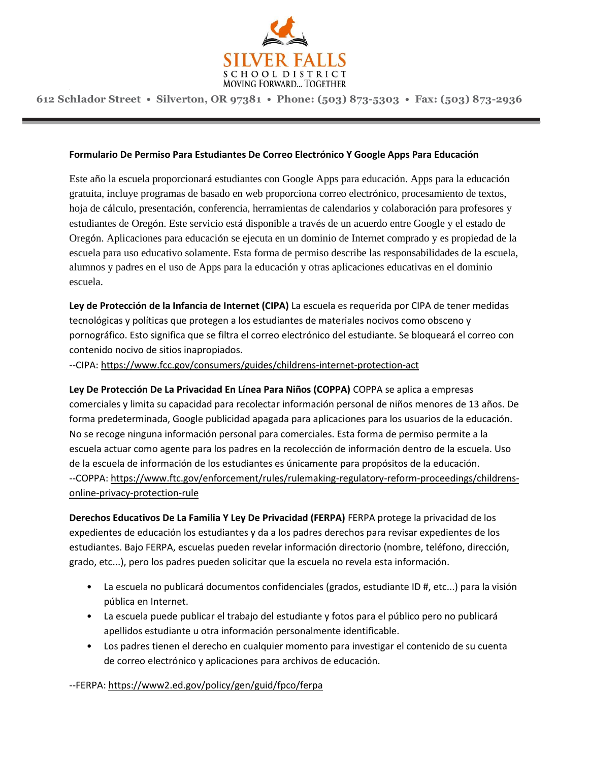SILVER FALLS
SCHOOL DISTRICT
MOVING FORWARD... TOGETHER

612 Schlador Street • Silverton, OR 97381 • Phone: (503) 873-5303 • Fax: (503) 873-2936

**Formulario De Permiso Para Estudiantes De Correo Electrónico Y Google Apps Para Educación**

Este año la escuela proporcionará estudiantes con Google Apps para educación. Apps para la educación gratuita, incluye programas de basado en web proporciona correo electrónico, procesamiento de textos, hoja de cálculo, presentación, conferencia, herramientas de calendarios y colaboración para profesores y estudiantes de Oregón. Este servicio está disponible a través de un acuerdo entre Google y el estado de Oregón. Aplicaciones para educación se ejecuta en un dominio de Internet comprado y es propiedad de la escuela para uso educativo solamente. Esta forma de permiso describe las responsabilidades de la escuela, alumnos y padres en el uso de Apps para la educación y otras aplicaciones educativas en el dominio escuela.

**Ley de Protección de la Infancia de Internet (CIPA)** La escuela es requerida por CIPA de tener medidas tecnológicas y políticas que protegen a los estudiantes de materiales nocivos como obsceno y pornográfico. Esto significa que se filtra el correo electrónico del estudiante. Se bloqueará el correo con contenido nocivo de sitios inapropiados.
--CIPA: https://www.fcc.gov/consumers/guides/childrens-internet-protection-act

**Ley De Protección De La Privacidad En Línea Para Niños (COPPA)** COPPA se aplica a empresas comerciales y limita su capacidad para recolectar información personal de niños menores de 13 años. De forma predeterminada, Google publicidad apagada para aplicaciones para los usuarios de la educación. No se recoge ninguna información personal para comerciales. Esta forma de permiso permite a la escuela actuar como agente para los padres en la recolección de información dentro de la escuela. Uso de la escuela de información de los estudiantes es únicamente para propósitos de la educación.
--COPPA: https://www.ftc.gov/enforcement/rules/rulemaking-regulatory-reform-proceedings/childrens-online-privacy-protection-rule

**Derechos Educativos De La Familia Y Ley De Privacidad (FERPA)** FERPA protege la privacidad de los expedientes de educación los estudiantes y da a los padres derechos para revisar expedientes de los estudiantes. Bajo FERPA, escuelas pueden revelar información directorio (nombre, teléfono, dirección, grado, etc...), pero los padres pueden solicitar que la escuela no revela esta información.

- La escuela no publicará documentos confidenciales (grados, estudiante ID #, etc...) para la visión pública en Internet.
- La escuela puede publicar el trabajo del estudiante y fotos para el público pero no publicará apellidos estudiante u otra información personalmente identificable.
- Los padres tienen el derecho en cualquier momento para investigar el contenido de su cuenta de correo electrónico y aplicaciones para archivos de educación.

--FERPA: https://www2.ed.gov/policy/gen/guid/fpco/ferpa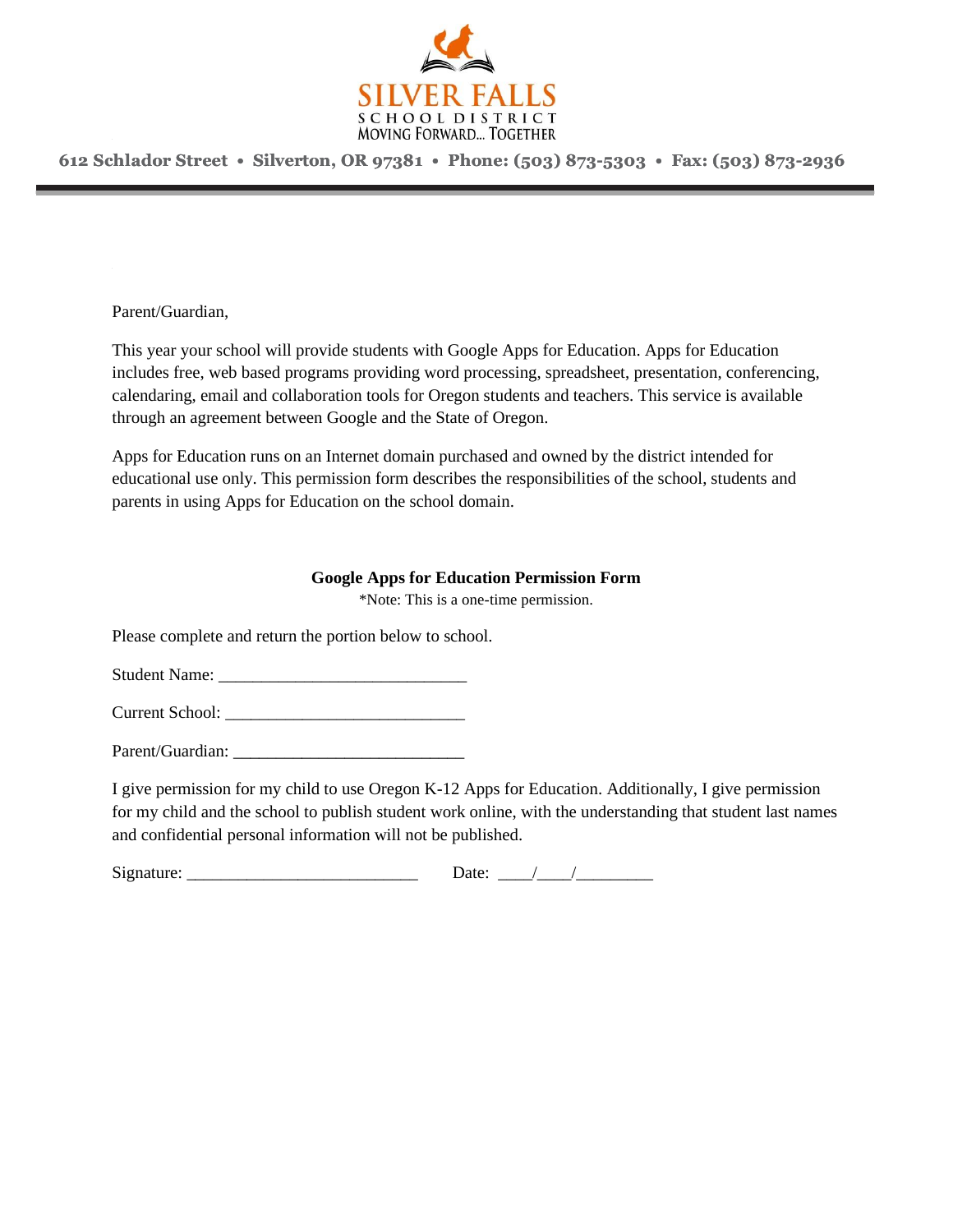SILVER FALLS
SCHOOL DISTRICT
MOVING FORWARD... TOGETHER

612 Schlador Street • Silverton, OR 97381 • Phone: (503) 873-5303 • Fax: (503) 873-2936

Parent/Guardian,

This year your school will provide students with Google Apps for Education. Apps for Education includes free, web based programs providing word processing, spreadsheet, presentation, conferencing, calendaring, email and collaboration tools for Oregon students and teachers. This service is available through an agreement between Google and the State of Oregon.

Apps for Education runs on an Internet domain purchased and owned by the district intended for educational use only. This permission form describes the responsibilities of the school, students and parents in using Apps for Education on the school domain.

**Google Apps for Education Permission Form**

*Note: This is a one-time permission.

Please complete and return the portion below to school.

Student Name: _____________________________

Current School: ____________________________

Parent/Guardian: ___________________________

I give permission for my child to use Oregon K-12 Apps for Education. Additionally, I give permission for my child and the school to publish student work online, with the understanding that student last names and confidential personal information will not be published.

Signature: ___________________________ Date: ____/____/_________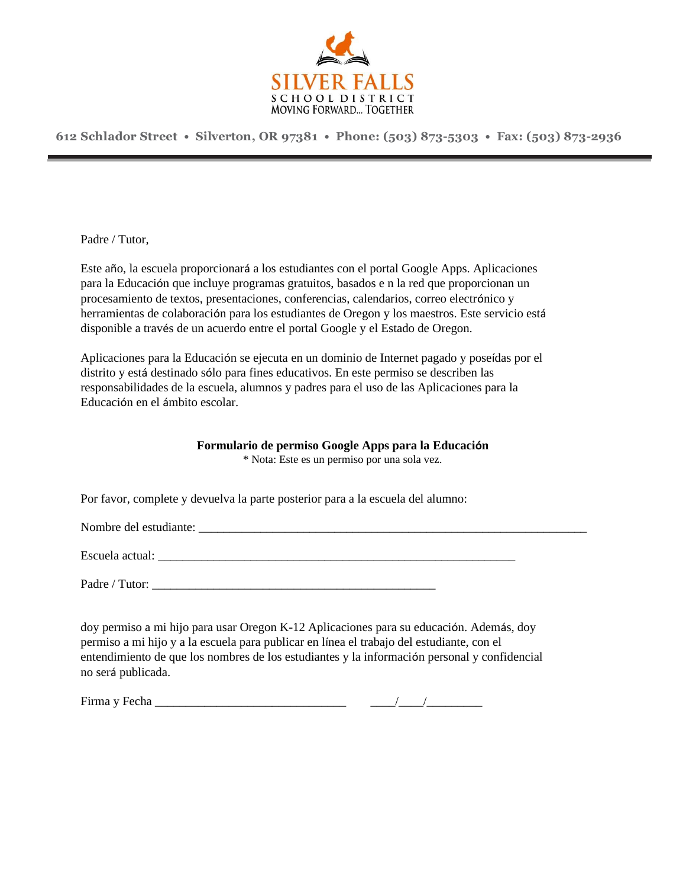SILVER FALLS
SCHOOL DISTRICT
MOVING FORWARD... TOGETHER

**612 Schlador Street • Silverton, OR 97381 • Phone: (503) 873-5303 • Fax: (503) 873-2936**

---

Padre / Tutor,

Este año, la escuela proporcionará a los estudiantes con el portal Google Apps. Aplicaciones para la Educación que incluye programas gratuitos, basados e n la red que proporcionan un procesamiento de textos, presentaciones, conferencias, calendarios, correo electrónico y herramientas de colaboración para los estudiantes de Oregon y los maestros. Este servicio está disponible a través de un acuerdo entre el portal Google y el Estado de Oregon.

Aplicaciones para la Educación se ejecuta en un dominio de Internet pagado y poseídas por el distrito y está destinado sólo para fines educativos. En este permiso se describen las responsabilidades de la escuela, alumnos y padres para el uso de las Aplicaciones para la Educación en el ámbito escolar.

**Formulario de permiso Google Apps para la Educación**

* Nota: Este es un permiso por una sola vez.

Por favor, complete y devuelva la parte posterior para a la escuela del alumno:

Nombre del estudiante: ___________________________________________________________________

Escuela actual: ______________________________________________________________

Padre / Tutor: _________________________________________________

doy permiso a mi hijo para usar Oregon K-12 Aplicaciones para su educación. Además, doy permiso a mi hijo y a la escuela para publicar en línea el trabajo del estudiante, con el entendimiento de que los nombres de los estudiantes y la información personal y confidencial no será publicada.

Firma y Fecha _________________________________ ____/____/_________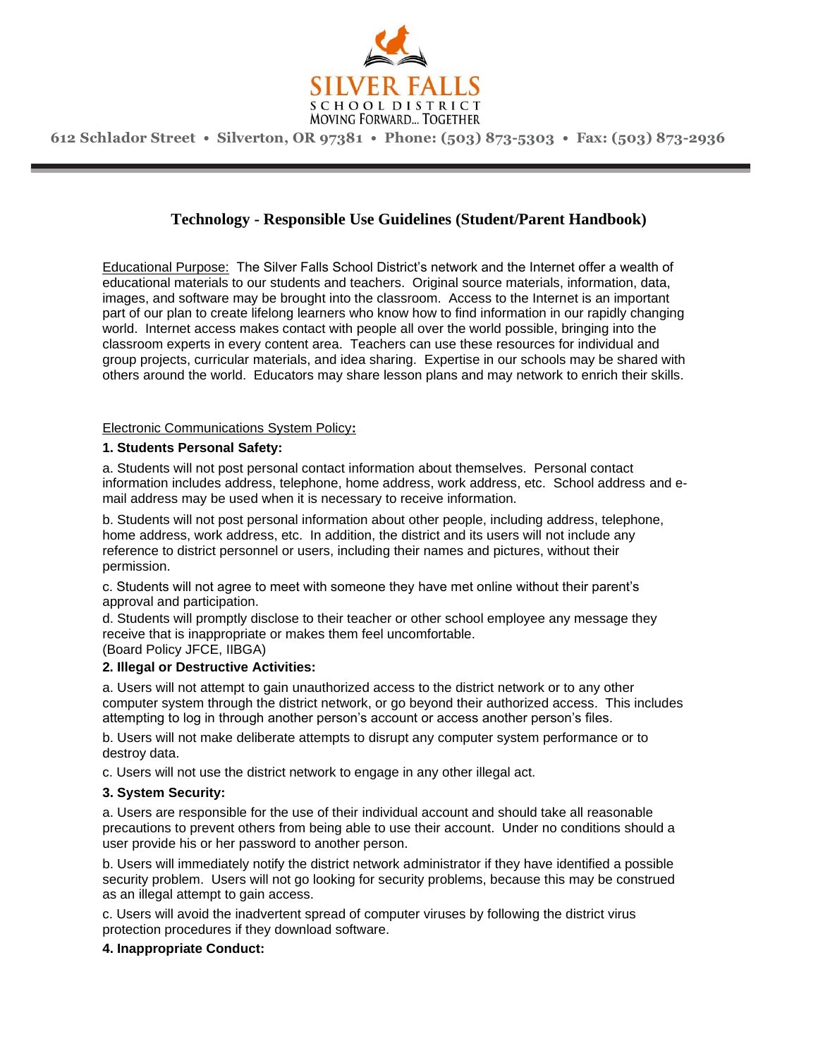SILVER FALLS
SCHOOL DISTRICT
MOVING FORWARD... TOGETHER

612 Schlador Street • Silverton, OR 97381 • Phone: (503) 873-5303 • Fax: (503) 873-2936

## Technology - Responsible Use Guidelines (Student/Parent Handbook)

Educational Purpose: The Silver Falls School District's network and the Internet offer a wealth of educational materials to our students and teachers. Original source materials, information, data, images, and software may be brought into the classroom. Access to the Internet is an important part of our plan to create lifelong learners who know how to find information in our rapidly changing world. Internet access makes contact with people all over the world possible, bringing into the classroom experts in every content area. Teachers can use these resources for individual and group projects, curricular materials, and idea sharing. Expertise in our schools may be shared with others around the world. Educators may share lesson plans and may network to enrich their skills.

Electronic Communications System Policy:

**1. Students Personal Safety:**

a. Students will not post personal contact information about themselves. Personal contact information includes address, telephone, home address, work address, etc. School address and e-mail address may be used when it is necessary to receive information.

b. Students will not post personal information about other people, including address, telephone, home address, work address, etc. In addition, the district and its users will not include any reference to district personnel or users, including their names and pictures, without their permission.

c. Students will not agree to meet with someone they have met online without their parent's approval and participation.

d. Students will promptly disclose to their teacher or other school employee any message they receive that is inappropriate or makes them feel uncomfortable.
(Board Policy JFCE, IIBGA)

**2. Illegal or Destructive Activities:**

a. Users will not attempt to gain unauthorized access to the district network or to any other computer system through the district network, or go beyond their authorized access. This includes attempting to log in through another person's account or access another person's files.

b. Users will not make deliberate attempts to disrupt any computer system performance or to destroy data.

c. Users will not use the district network to engage in any other illegal act.

**3. System Security:**

a. Users are responsible for the use of their individual account and should take all reasonable precautions to prevent others from being able to use their account. Under no conditions should a user provide his or her password to another person.

b. Users will immediately notify the district network administrator if they have identified a possible security problem. Users will not go looking for security problems, because this may be construed as an illegal attempt to gain access.

c. Users will avoid the inadvertent spread of computer viruses by following the district virus protection procedures if they download software.

**4. Inappropriate Conduct:**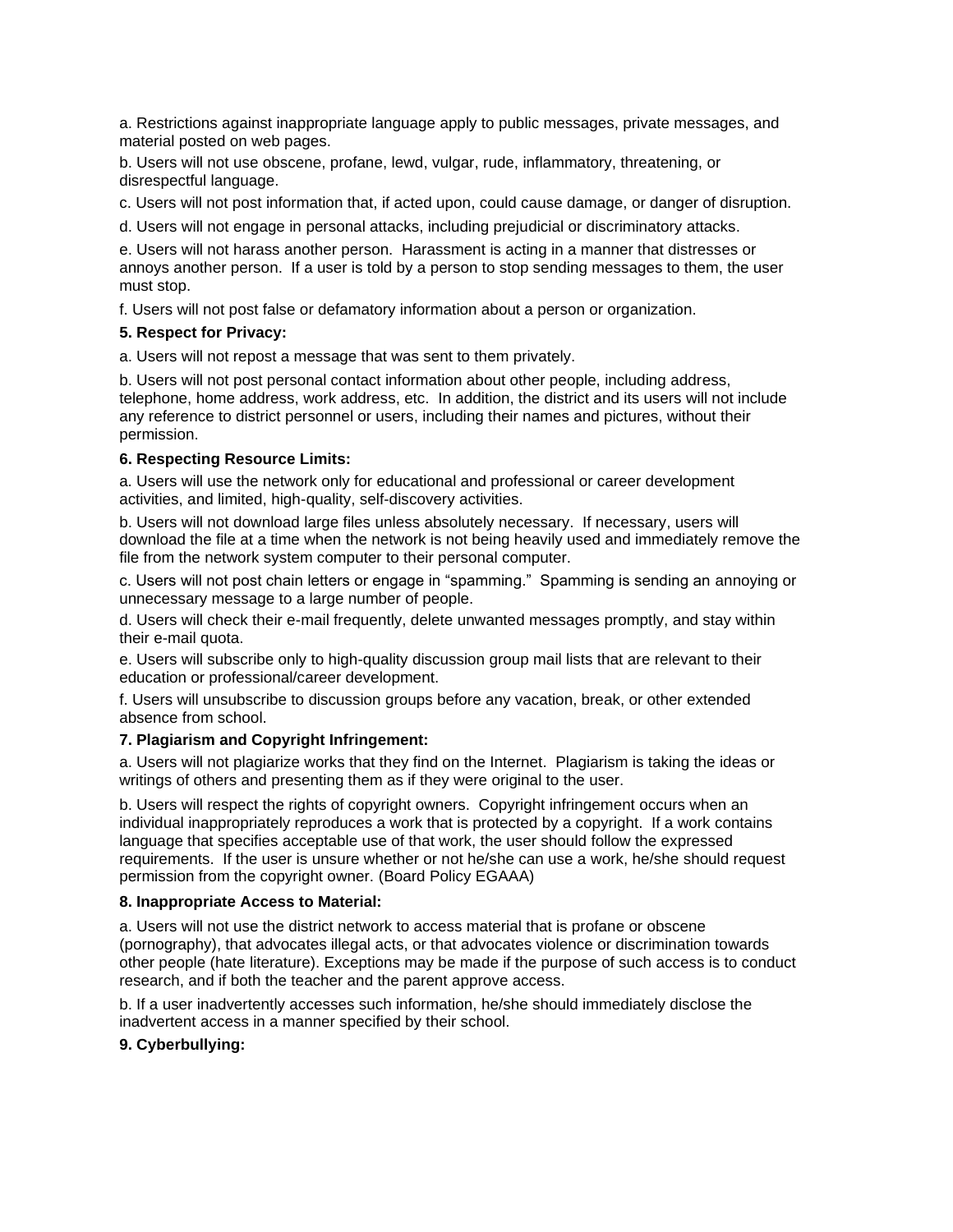a. Restrictions against inappropriate language apply to public messages, private messages, and material posted on web pages.

b. Users will not use obscene, profane, lewd, vulgar, rude, inflammatory, threatening, or disrespectful language.

c. Users will not post information that, if acted upon, could cause damage, or danger of disruption.

d. Users will not engage in personal attacks, including prejudicial or discriminatory attacks.

e. Users will not harass another person. Harassment is acting in a manner that distresses or annoys another person. If a user is told by a person to stop sending messages to them, the user must stop.

f. Users will not post false or defamatory information about a person or organization.

**5. Respect for Privacy:**

a. Users will not repost a message that was sent to them privately.

b. Users will not post personal contact information about other people, including address, telephone, home address, work address, etc. In addition, the district and its users will not include any reference to district personnel or users, including their names and pictures, without their permission.

**6. Respecting Resource Limits:**

a. Users will use the network only for educational and professional or career development activities, and limited, high-quality, self-discovery activities.

b. Users will not download large files unless absolutely necessary. If necessary, users will download the file at a time when the network is not being heavily used and immediately remove the file from the network system computer to their personal computer.

c. Users will not post chain letters or engage in "spamming." Spamming is sending an annoying or unnecessary message to a large number of people.

d. Users will check their e-mail frequently, delete unwanted messages promptly, and stay within their e-mail quota.

e. Users will subscribe only to high-quality discussion group mail lists that are relevant to their education or professional/career development.

f. Users will unsubscribe to discussion groups before any vacation, break, or other extended absence from school.

**7. Plagiarism and Copyright Infringement:**

a. Users will not plagiarize works that they find on the Internet. Plagiarism is taking the ideas or writings of others and presenting them as if they were original to the user.

b. Users will respect the rights of copyright owners. Copyright infringement occurs when an individual inappropriately reproduces a work that is protected by a copyright. If a work contains language that specifies acceptable use of that work, the user should follow the expressed requirements. If the user is unsure whether or not he/she can use a work, he/she should request permission from the copyright owner. (Board Policy EGAAA)

**8. Inappropriate Access to Material:**

a. Users will not use the district network to access material that is profane or obscene (pornography), that advocates illegal acts, or that advocates violence or discrimination towards other people (hate literature). Exceptions may be made if the purpose of such access is to conduct research, and if both the teacher and the parent approve access.

b. If a user inadvertently accesses such information, he/she should immediately disclose the inadvertent access in a manner specified by their school.

**9. Cyberbullying:**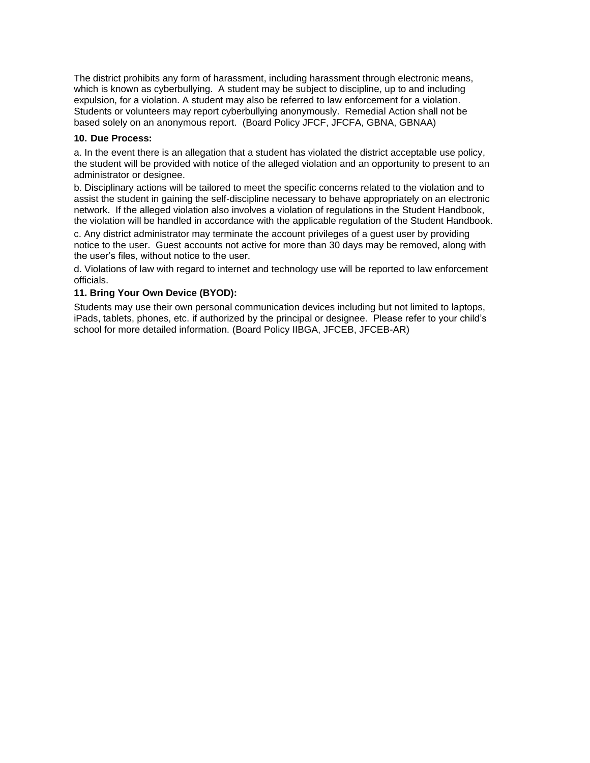The district prohibits any form of harassment, including harassment through electronic means, which is known as cyberbullying. A student may be subject to discipline, up to and including expulsion, for a violation. A student may also be referred to law enforcement for a violation. Students or volunteers may report cyberbullying anonymously. Remedial Action shall not be based solely on an anonymous report. (Board Policy JFCF, JFCFA, GBNA, GBNAA)

**10. Due Process:**

a. In the event there is an allegation that a student has violated the district acceptable use policy, the student will be provided with notice of the alleged violation and an opportunity to present to an administrator or designee.

b. Disciplinary actions will be tailored to meet the specific concerns related to the violation and to assist the student in gaining the self-discipline necessary to behave appropriately on an electronic network. If the alleged violation also involves a violation of regulations in the Student Handbook, the violation will be handled in accordance with the applicable regulation of the Student Handbook.

c. Any district administrator may terminate the account privileges of a guest user by providing notice to the user. Guest accounts not active for more than 30 days may be removed, along with the user's files, without notice to the user.

d. Violations of law with regard to internet and technology use will be reported to law enforcement officials.

**11. Bring Your Own Device (BYOD):**

Students may use their own personal communication devices including but not limited to laptops, iPads, tablets, phones, etc. if authorized by the principal or designee. Please refer to your child's school for more detailed information. (Board Policy IIBGA, JFCEB, JFCEB-AR)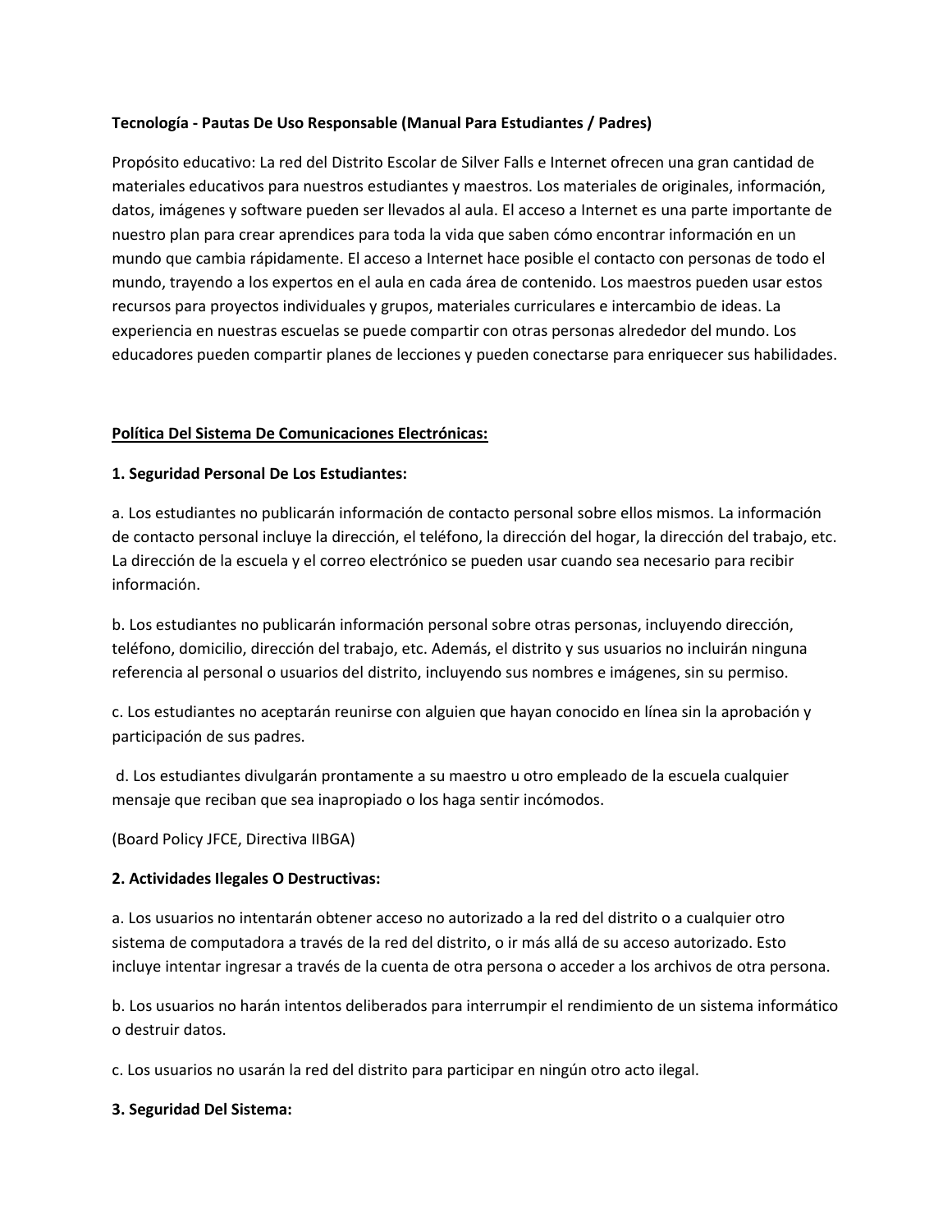**Tecnología - Pautas De Uso Responsable (Manual Para Estudiantes / Padres)**

Propósito educativo: La red del Distrito Escolar de Silver Falls e Internet ofrecen una gran cantidad de materiales educativos para nuestros estudiantes y maestros. Los materiales de originales, información, datos, imágenes y software pueden ser llevados al aula. El acceso a Internet es una parte importante de nuestro plan para crear aprendices para toda la vida que saben cómo encontrar información en un mundo que cambia rápidamente. El acceso a Internet hace posible el contacto con personas de todo el mundo, trayendo a los expertos en el aula en cada área de contenido. Los maestros pueden usar estos recursos para proyectos individuales y grupos, materiales curriculares e intercambio de ideas. La experiencia en nuestras escuelas se puede compartir con otras personas alrededor del mundo. Los educadores pueden compartir planes de lecciones y pueden conectarse para enriquecer sus habilidades.

**<u>Política Del Sistema De Comunicaciones Electrónicas:</u>**

**1. Seguridad Personal De Los Estudiantes:**

a. Los estudiantes no publicarán información de contacto personal sobre ellos mismos. La información de contacto personal incluye la dirección, el teléfono, la dirección del hogar, la dirección del trabajo, etc. La dirección de la escuela y el correo electrónico se pueden usar cuando sea necesario para recibir información.

b. Los estudiantes no publicarán información personal sobre otras personas, incluyendo dirección, teléfono, domicilio, dirección del trabajo, etc. Además, el distrito y sus usuarios no incluirán ninguna referencia al personal o usuarios del distrito, incluyendo sus nombres e imágenes, sin su permiso.

c. Los estudiantes no aceptarán reunirse con alguien que hayan conocido en línea sin la aprobación y participación de sus padres.

d. Los estudiantes divulgarán prontamente a su maestro u otro empleado de la escuela cualquier mensaje que reciban que sea inapropiado o los haga sentir incómodos.

(Board Policy JFCE, Directiva IIBGA)

**2. Actividades Ilegales O Destructivas:**

a. Los usuarios no intentarán obtener acceso no autorizado a la red del distrito o a cualquier otro sistema de computadora a través de la red del distrito, o ir más allá de su acceso autorizado. Esto incluye intentar ingresar a través de la cuenta de otra persona o acceder a los archivos de otra persona.

b. Los usuarios no harán intentos deliberados para interrumpir el rendimiento de un sistema informático o destruir datos.

c. Los usuarios no usarán la red del distrito para participar en ningún otro acto ilegal.

**3. Seguridad Del Sistema:**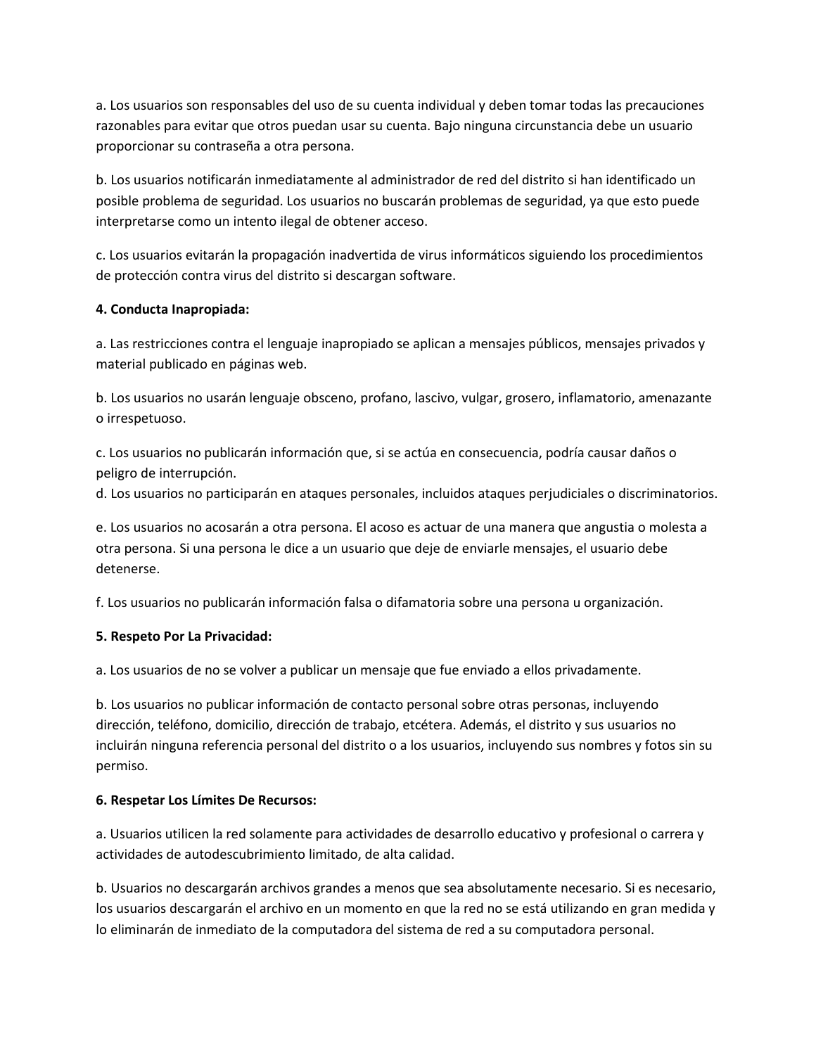a. Los usuarios son responsables del uso de su cuenta individual y deben tomar todas las precauciones razonables para evitar que otros puedan usar su cuenta. Bajo ninguna circunstancia debe un usuario proporcionar su contraseña a otra persona.

b. Los usuarios notificarán inmediatamente al administrador de red del distrito si han identificado un posible problema de seguridad. Los usuarios no buscarán problemas de seguridad, ya que esto puede interpretarse como un intento ilegal de obtener acceso.

c. Los usuarios evitarán la propagación inadvertida de virus informáticos siguiendo los procedimientos de protección contra virus del distrito si descargan software.

**4. Conducta Inapropiada:**

a. Las restricciones contra el lenguaje inapropiado se aplican a mensajes públicos, mensajes privados y material publicado en páginas web.

b. Los usuarios no usarán lenguaje obsceno, profano, lascivo, vulgar, grosero, inflamatorio, amenazante o irrespetuoso.

c. Los usuarios no publicarán información que, si se actúa en consecuencia, podría causar daños o peligro de interrupción.
d. Los usuarios no participarán en ataques personales, incluidos ataques perjudiciales o discriminatorios.

e. Los usuarios no acosarán a otra persona. El acoso es actuar de una manera que angustia o molesta a otra persona. Si una persona le dice a un usuario que deje de enviarle mensajes, el usuario debe detenerse.

f. Los usuarios no publicarán información falsa o difamatoria sobre una persona u organización.

**5. Respeto Por La Privacidad:**

a. Los usuarios de no se volver a publicar un mensaje que fue enviado a ellos privadamente.

b. Los usuarios no publicar información de contacto personal sobre otras personas, incluyendo dirección, teléfono, domicilio, dirección de trabajo, etcétera. Además, el distrito y sus usuarios no incluirán ninguna referencia personal del distrito o a los usuarios, incluyendo sus nombres y fotos sin su permiso.

**6. Respetar Los Límites De Recursos:**

a. Usuarios utilicen la red solamente para actividades de desarrollo educativo y profesional o carrera y actividades de autodescubrimiento limitado, de alta calidad.

b. Usuarios no descargarán archivos grandes a menos que sea absolutamente necesario. Si es necesario, los usuarios descargarán el archivo en un momento en que la red no se está utilizando en gran medida y lo eliminarán de inmediato de la computadora del sistema de red a su computadora personal.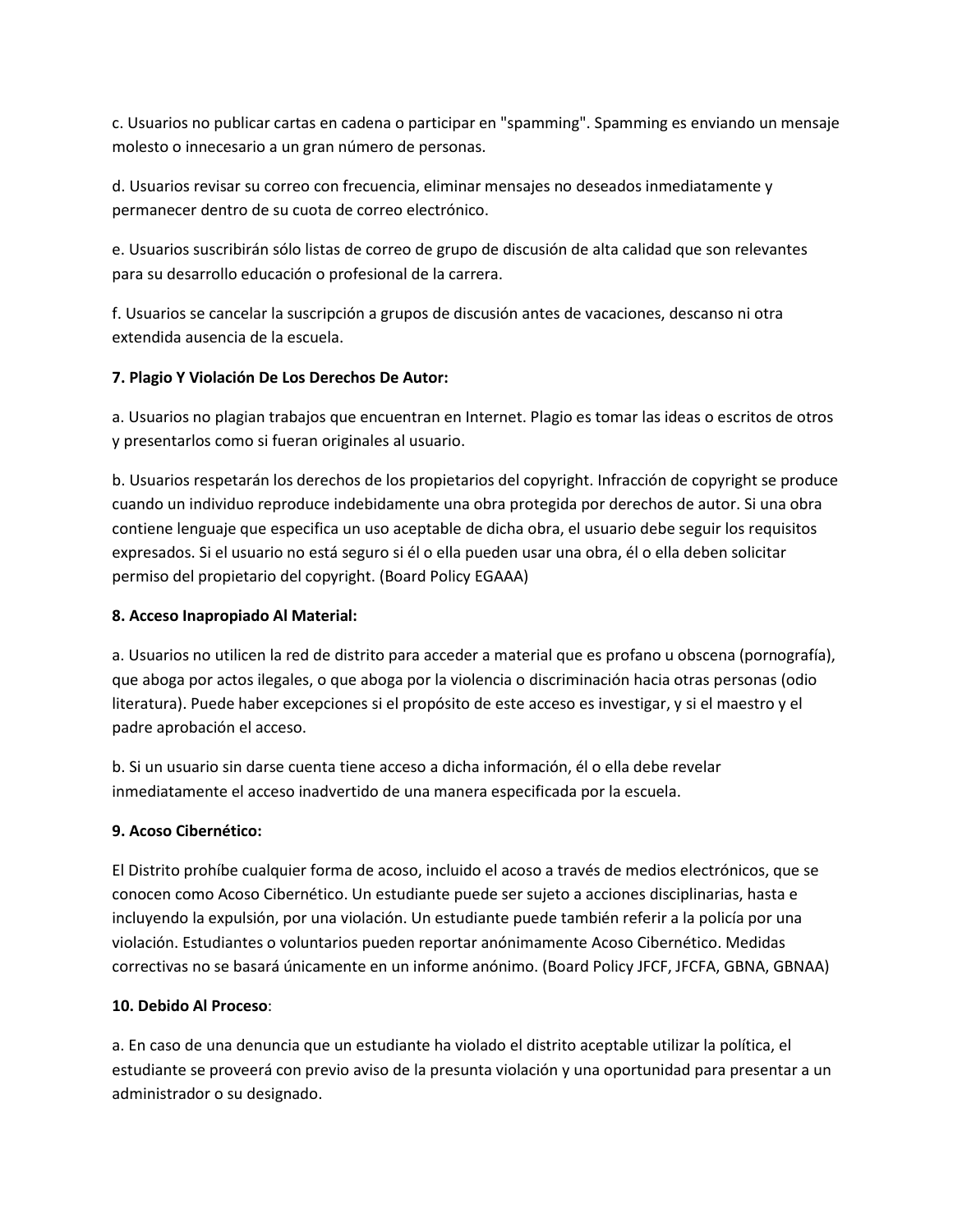c. Usuarios no publicar cartas en cadena o participar en "spamming". Spamming es enviando un mensaje molesto o innecesario a un gran número de personas.

d. Usuarios revisar su correo con frecuencia, eliminar mensajes no deseados inmediatamente y permanecer dentro de su cuota de correo electrónico.

e. Usuarios suscribirán sólo listas de correo de grupo de discusión de alta calidad que son relevantes para su desarrollo educación o profesional de la carrera.

f. Usuarios se cancelar la suscripción a grupos de discusión antes de vacaciones, descanso ni otra extendida ausencia de la escuela.

**7. Plagio Y Violación De Los Derechos De Autor:**

a. Usuarios no plagian trabajos que encuentran en Internet. Plagio es tomar las ideas o escritos de otros y presentarlos como si fueran originales al usuario.

b. Usuarios respetarán los derechos de los propietarios del copyright. Infracción de copyright se produce cuando un individuo reproduce indebidamente una obra protegida por derechos de autor. Si una obra contiene lenguaje que especifica un uso aceptable de dicha obra, el usuario debe seguir los requisitos expresados. Si el usuario no está seguro si él o ella pueden usar una obra, él o ella deben solicitar permiso del propietario del copyright. (Board Policy EGAAA)

**8. Acceso Inapropiado Al Material:**

a. Usuarios no utilicen la red de distrito para acceder a material que es profano u obscena (pornografía), que aboga por actos ilegales, o que aboga por la violencia o discriminación hacia otras personas (odio literatura). Puede haber excepciones si el propósito de este acceso es investigar, y si el maestro y el padre aprobación el acceso.

b. Si un usuario sin darse cuenta tiene acceso a dicha información, él o ella debe revelar inmediatamente el acceso inadvertido de una manera especificada por la escuela.

**9. Acoso Cibernético:**

El Distrito prohíbe cualquier forma de acoso, incluido el acoso a través de medios electrónicos, que se conocen como Acoso Cibernético. Un estudiante puede ser sujeto a acciones disciplinarias, hasta e incluyendo la expulsión, por una violación. Un estudiante puede también referir a la policía por una violación. Estudiantes o voluntarios pueden reportar anónimamente Acoso Cibernético. Medidas correctivas no se basará únicamente en un informe anónimo. (Board Policy JFCF, JFCFA, GBNA, GBNAA)

**10. Debido Al Proceso**:

a. En caso de una denuncia que un estudiante ha violado el distrito aceptable utilizar la política, el estudiante se proveerá con previo aviso de la presunta violación y una oportunidad para presentar a un administrador o su designado.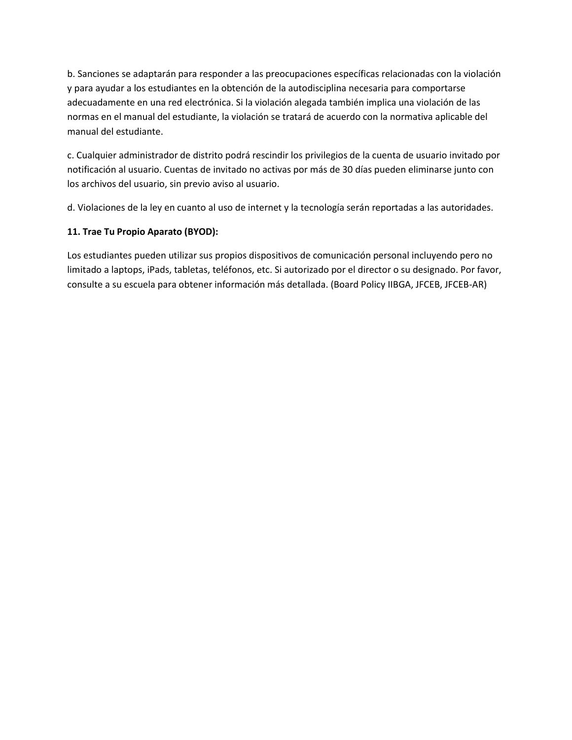b. Sanciones se adaptarán para responder a las preocupaciones específicas relacionadas con la violación y para ayudar a los estudiantes en la obtención de la autodisciplina necesaria para comportarse adecuadamente en una red electrónica. Si la violación alegada también implica una violación de las normas en el manual del estudiante, la violación se tratará de acuerdo con la normativa aplicable del manual del estudiante.

c. Cualquier administrador de distrito podrá rescindir los privilegios de la cuenta de usuario invitado por notificación al usuario. Cuentas de invitado no activas por más de 30 días pueden eliminarse junto con los archivos del usuario, sin previo aviso al usuario.

d. Violaciones de la ley en cuanto al uso de internet y la tecnología serán reportadas a las autoridades.

**11. Trae Tu Propio Aparato (BYOD):**

Los estudiantes pueden utilizar sus propios dispositivos de comunicación personal incluyendo pero no limitado a laptops, iPads, tabletas, teléfonos, etc. Si autorizado por el director o su designado. Por favor, consulte a su escuela para obtener información más detallada. (Board Policy IIBGA, JFCEB, JFCEB-AR)